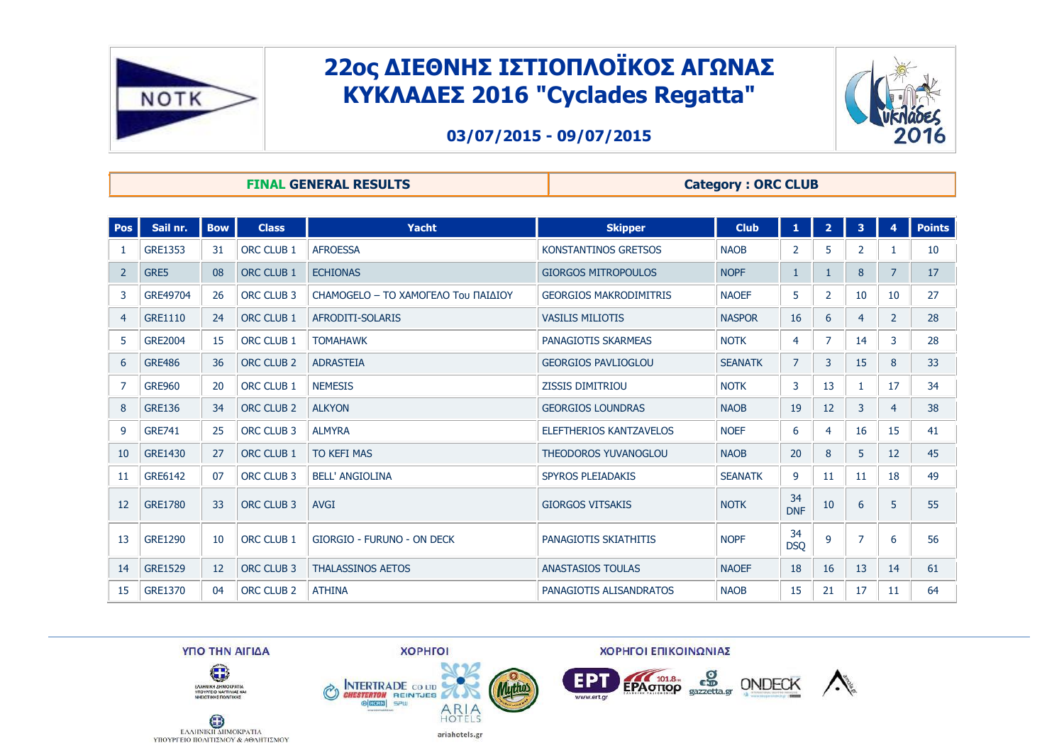# 22ος ΔΙΕΘΝΗΣ ΙΣΤΙΟΠΛΟΪΚΟΣ ΑΓΩΝΑΣ ΚΥΚΛΑΔΕΣ 2016 "Cyclades Regatta"

## 03/07/2015 - 09/07/2015

**FINAL GENERAL RESULTS** | **Category : ORC CLUB**

| Pos | Sail nr. | Bow | Class | Yacht | Skipper | Club | 1 | 2 | 3 | 4 | Points |
|---|---|---|---|---|---|---|---|---|---|---|---|
| 1 | GRE1353 | 31 | ORC CLUB 1 | AFROESSA | KONSTANTINOS GRETSOS | NAOB | 2 | 5 | 2 | 1 | 10 |
| 2 | GRE5 | 08 | ORC CLUB 1 | ECHIONAS | GIORGOS MITROPOULOS | NOPF | 1 | 1 | 8 | 7 | 17 |
| 3 | GRE49704 | 26 | ORC CLUB 3 | CHAMOGELO – ΤΟ ΧΑΜΟΓΕΛΟ Του ΠΑΙΔΙΟΥ | GEORGIOS MAKRODIMITRIS | NAOEF | 5 | 2 | 10 | 10 | 27 |
| 4 | GRE1110 | 24 | ORC CLUB 1 | AFRODITI-SOLARIS | VASILIS MILIOTIS | NASPOR | 16 | 6 | 4 | 2 | 28 |
| 5 | GRE2004 | 15 | ORC CLUB 1 | TOMAHAWK | PANAGIOTIS SKARMEAS | NOTK | 4 | 7 | 14 | 3 | 28 |
| 6 | GRE486 | 36 | ORC CLUB 2 | ADRASTEIA | GEORGIOS PAVLIOGLOU | SEANATK | 7 | 3 | 15 | 8 | 33 |
| 7 | GRE960 | 20 | ORC CLUB 1 | NEMESIS | ZISSIS DIMITRIOU | NOTK | 3 | 13 | 1 | 17 | 34 |
| 8 | GRE136 | 34 | ORC CLUB 2 | ALKYON | GEORGIOS LOUNDRAS | NAOB | 19 | 12 | 3 | 4 | 38 |
| 9 | GRE741 | 25 | ORC CLUB 3 | ALMYRA | ELEFTHERIOS KANTZAVELOS | NOEF | 6 | 4 | 16 | 15 | 41 |
| 10 | GRE1430 | 27 | ORC CLUB 1 | TO KEFI MAS | THEODOROS YUVANOGLOU | NAOB | 20 | 8 | 5 | 12 | 45 |
| 11 | GRE6142 | 07 | ORC CLUB 3 | BELL' ANGIOLINA | SPYROS PLEIADAKIS | SEANATK | 9 | 11 | 11 | 18 | 49 |
| 12 | GRE1780 | 33 | ORC CLUB 3 | AVGI | GIORGOS VITSAKIS | NOTK | 34 DNF | 10 | 6 | 5 | 55 |
| 13 | GRE1290 | 10 | ORC CLUB 1 | GIORGIO - FURUNO - ON DECK | PANAGIOTIS SKIATHITIS | NOPF | 34 DSQ | 9 | 7 | 6 | 56 |
| 14 | GRE1529 | 12 | ORC CLUB 3 | THALASSINOS AETOS | ANASTASIOS TOULAS | NAOEF | 18 | 16 | 13 | 14 | 61 |
| 15 | GRE1370 | 04 | ORC CLUB 2 | ATHINA | PANAGIOTIS ALISANDRATOS | NAOB | 15 | 21 | 17 | 11 | 64 |

ΥΠΟ ΤΗΝ ΑΙΓΙΔΑ

ΕΛΛΗΝΙΚΗ ΔΗΜΟΚΡΑΤΙΑ ΥΠΟΥΡΓΕΙΟ ΝΑΥΤΙΛΙΑΣ ΚΑΙ ΝΗΣΙΩΤΙΚΗΣ ΠΟΛΙΤΙΚΗΣ

ΕΛΛΗΝΙΚΗ ΔΗΜΟΚΡΑΤΙΑ ΥΠΟΥΡΓΕΙΟ ΠΟΛΙΤΙΣΜΟΥ & ΑΘΛΗΤΙΣΜΟΥ

ΧΟΡΗΓΟΙ

ariahotels.gr

ΧΟΡΗΓΟΙ ΕΠΙΚΟΙΝΩΝΙΑΣ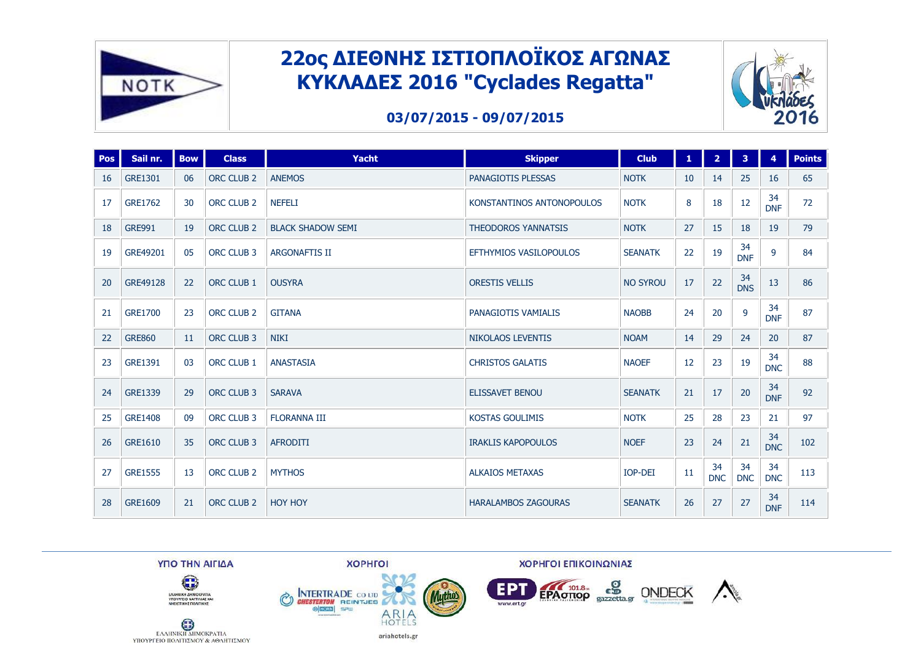# 22ος ΔΙΕΘΝΗΣ ΙΣΤΙΟΠΛΟΪΚΟΣ ΑΓΩΝΑΣ ΚΥΚΛΑΔΕΣ 2016 "Cyclades Regatta"

**03/07/2015 - 09/07/2015**

| Pos | Sail nr. | Bow | Class | Yacht | Skipper | Club | 1 | 2 | 3 | 4 | Points |
|---|---|---|---|---|---|---|---|---|---|---|---|
| 16 | GRE1301 | 06 | ORC CLUB 2 | ANEMOS | PANAGIOTIS PLESSAS | NOTK | 10 | 14 | 25 | 16 | 65 |
| 17 | GRE1762 | 30 | ORC CLUB 2 | NEFELI | KONSTANTINOS ANTONOPOULOS | NOTK | 8 | 18 | 12 | 34 DNF | 72 |
| 18 | GRE991 | 19 | ORC CLUB 2 | BLACK SHADOW SEMI | THEODOROS YANNATSIS | NOTK | 27 | 15 | 18 | 19 | 79 |
| 19 | GRE49201 | 05 | ORC CLUB 3 | ARGONAFTIS II | EFTHYMIOS VASILOPOULOS | SEANATK | 22 | 19 | 34 DNF | 9 | 84 |
| 20 | GRE49128 | 22 | ORC CLUB 1 | OUSYRA | ORESTIS VELLIS | NO SYROU | 17 | 22 | 34 DNS | 13 | 86 |
| 21 | GRE1700 | 23 | ORC CLUB 2 | GITANA | PANAGIOTIS VAMIALIS | NAOBB | 24 | 20 | 9 | 34 DNF | 87 |
| 22 | GRE860 | 11 | ORC CLUB 3 | NIKI | NIKOLAOS LEVENTIS | NOAM | 14 | 29 | 24 | 20 | 87 |
| 23 | GRE1391 | 03 | ORC CLUB 1 | ANASTASIA | CHRISTOS GALATIS | NAOEF | 12 | 23 | 19 | 34 DNC | 88 |
| 24 | GRE1339 | 29 | ORC CLUB 3 | SARAVA | ELISSAVET BENOU | SEANATK | 21 | 17 | 20 | 34 DNF | 92 |
| 25 | GRE1408 | 09 | ORC CLUB 3 | FLORANNA III | KOSTAS GOULIMIS | NOTK | 25 | 28 | 23 | 21 | 97 |
| 26 | GRE1610 | 35 | ORC CLUB 3 | AFRODITI | IRAKLIS KAPOPOULOS | NOEF | 23 | 24 | 21 | 34 DNC | 102 |
| 27 | GRE1555 | 13 | ORC CLUB 2 | MYTHOS | ALKAIOS METAXAS | IOP-DEI | 11 | 34 DNC | 34 DNC | 34 DNC | 113 |
| 28 | GRE1609 | 21 | ORC CLUB 2 | HOY HOY | HARALAMBOS ZAGOURAS | SEANATK | 26 | 27 | 27 | 34 DNF | 114 |

ΥΠΟ ΤΗΝ ΑΙΓΙΔΑ

ΕΛΛΗΝΙΚΗ ΔΗΜΟΚΡΑΤΙΑ ΥΠΟΥΡΓΕΙΟ ΝΑΥΤΙΛΙΑΣ ΚΑΙ ΝΗΣΙΩΤΙΚΗΣ ΠΟΛΙΤΙΚΗΣ

ΕΛΛΗΝΙΚΗ ΔΗΜΟΚΡΑΤΙΑ ΥΠΟΥΡΓΕΙΟ ΠΟΛΙΤΙΣΜΟΥ & ΑΘΛΗΤΙΣΜΟΥ

ΧΟΡΗΓΟΙ

INTERTRADE CO LTD · CHESTERTON · REINTJES · Mythos · ARIA HOTELS

ariahotels.gr

ΧΟΡΗΓΟΙ ΕΠΙΚΟΙΝΩΝΙΑΣ

ΕΡΤ www.ert.gr · ΕΡΑσπορ 101.8 · gazzetta.gr · ONDECK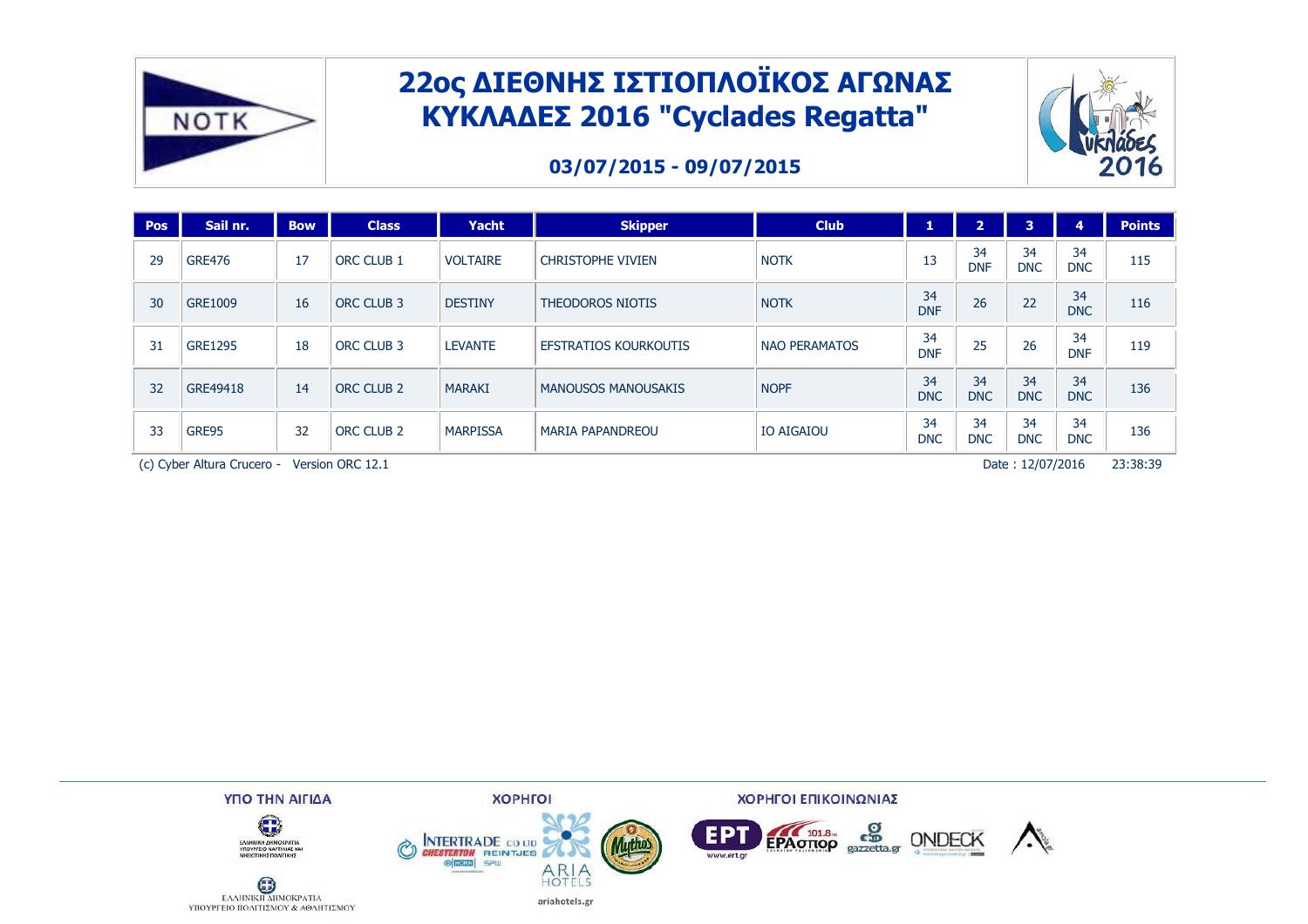# 22ος ΔΙΕΘΝΗΣ ΙΣΤΙΟΠΛΟΪΚΟΣ ΑΓΩΝΑΣ ΚΥΚΛΑΔΕΣ 2016 "Cyclades Regatta"

**03/07/2015 - 09/07/2015**

| Pos | Sail nr. | Bow | Class | Yacht | Skipper | Club | 1 | 2 | 3 | 4 | Points |
|---|---|---|---|---|---|---|---|---|---|---|---|
| 29 | GRE476 | 17 | ORC CLUB 1 | VOLTAIRE | CHRISTOPHE VIVIEN | NOTK | 13 | 34 DNF | 34 DNC | 34 DNC | 115 |
| 30 | GRE1009 | 16 | ORC CLUB 3 | DESTINY | THEODOROS NIOTIS | NOTK | 34 DNF | 26 | 22 | 34 DNC | 116 |
| 31 | GRE1295 | 18 | ORC CLUB 3 | LEVANTE | EFSTRATIOS KOURKOUTIS | NAO PERAMATOS | 34 DNF | 25 | 26 | 34 DNF | 119 |
| 32 | GRE49418 | 14 | ORC CLUB 2 | MARAKI | MANOUSOS MANOUSAKIS | NOPF | 34 DNC | 34 DNC | 34 DNC | 34 DNC | 136 |
| 33 | GRE95 | 32 | ORC CLUB 2 | MARPISSA | MARIA PAPANDREOU | IO AIGAIOU | 34 DNC | 34 DNC | 34 DNC | 34 DNC | 136 |

(c) Cyber Altura Crucero - Version ORC 12.1

Date : 12/07/2016 23:38:39

ΥΠΟ ΤΗΝ ΑΙΓΙΔΑ

ΕΛΛΗΝΙΚΗ ΔΗΜΟΚΡΑΤΙΑ ΥΠΟΥΡΓΕΙΟ ΝΑΥΤΙΛΙΑΣ ΚΑΙ ΝΗΣΙΩΤΙΚΗΣ ΠΟΛΙΤΙΚΗΣ

ΕΛΛΗΝΙΚΗ ΔΗΜΟΚΡΑΤΙΑ ΥΠΟΥΡΓΕΙΟ ΠΟΛΙΤΙΣΜΟΥ & ΑΘΛΗΤΙΣΜΟΥ

ΧΟΡΗΓΟΙ

INTERTRADE CO LTD CHESTERTON REINTJES

ARIA HOTELS ariahotels.gr

ΧΟΡΗΓΟΙ ΕΠΙΚΟΙΝΩΝΙΑΣ

ΕΡΤ www.ert.gr ΕΡΑσπορ 101.8 gazzetta.gr ONDECK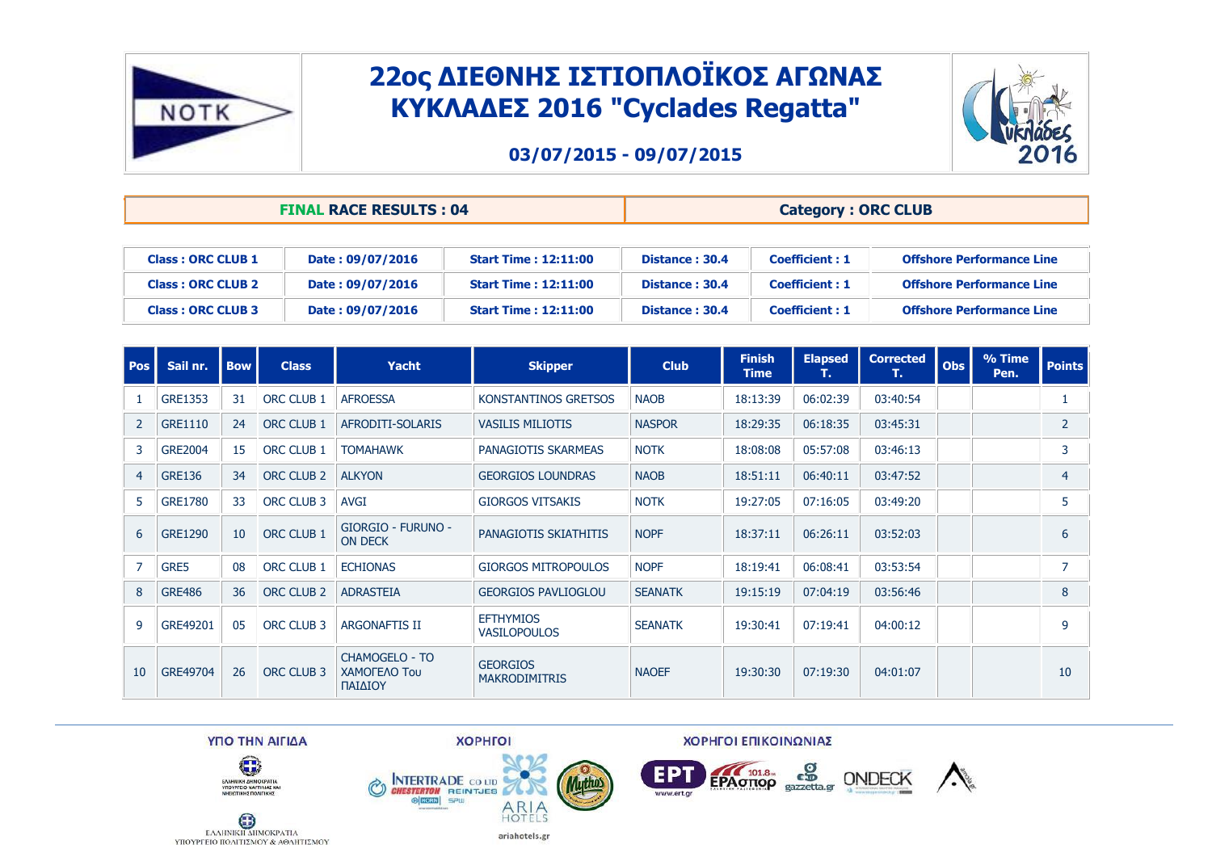# 22ος ΔΙΕΘΝΗΣ ΙΣΤΙΟΠΛΟΪΚΟΣ ΑΓΩΝΑΣ ΚΥΚΛΑΔΕΣ 2016 "Cyclades Regatta"

### 03/07/2015 - 09/07/2015

| **FINAL RACE RESULTS : 04** | **Category : ORC CLUB** |
|---|---|

| | | | | | |
|---|---|---|---|---|---|
| **Class : ORC CLUB 1** | **Date : 09/07/2016** | **Start Time : 12:11:00** | **Distance : 30.4** | **Coefficient : 1** | **Offshore Performance Line** |
| **Class : ORC CLUB 2** | **Date : 09/07/2016** | **Start Time : 12:11:00** | **Distance : 30.4** | **Coefficient : 1** | **Offshore Performance Line** |
| **Class : ORC CLUB 3** | **Date : 09/07/2016** | **Start Time : 12:11:00** | **Distance : 30.4** | **Coefficient : 1** | **Offshore Performance Line** |

| Pos | Sail nr. | Bow | Class | Yacht | Skipper | Club | Finish Time | Elapsed T. | Corrected T. | Obs | % Time Pen. | Points |
|---|---|---|---|---|---|---|---|---|---|---|---|---|
| 1 | GRE1353 | 31 | ORC CLUB 1 | AFROESSA | KONSTANTINOS GRETSOS | NAOB | 18:13:39 | 06:02:39 | 03:40:54 | | | 1 |
| 2 | GRE1110 | 24 | ORC CLUB 1 | AFRODITI-SOLARIS | VASILIS MILIOTIS | NASPOR | 18:29:35 | 06:18:35 | 03:45:31 | | | 2 |
| 3 | GRE2004 | 15 | ORC CLUB 1 | TOMAHAWK | PANAGIOTIS SKARMEAS | NOTK | 18:08:08 | 05:57:08 | 03:46:13 | | | 3 |
| 4 | GRE136 | 34 | ORC CLUB 2 | ALKYON | GEORGIOS LOUNDRAS | NAOB | 18:51:11 | 06:40:11 | 03:47:52 | | | 4 |
| 5 | GRE1780 | 33 | ORC CLUB 3 | AVGI | GIORGOS VITSAKIS | NOTK | 19:27:05 | 07:16:05 | 03:49:20 | | | 5 |
| 6 | GRE1290 | 10 | ORC CLUB 1 | GIORGIO - FURUNO - ON DECK | PANAGIOTIS SKIATHITIS | NOPF | 18:37:11 | 06:26:11 | 03:52:03 | | | 6 |
| 7 | GRE5 | 08 | ORC CLUB 1 | ECHIONAS | GIORGOS MITROPOULOS | NOPF | 18:19:41 | 06:08:41 | 03:53:54 | | | 7 |
| 8 | GRE486 | 36 | ORC CLUB 2 | ADRASTEIA | GEORGIOS PAVLIOGLOU | SEANATK | 19:15:19 | 07:04:19 | 03:56:46 | | | 8 |
| 9 | GRE49201 | 05 | ORC CLUB 3 | ARGONAFTIS II | EFTHYMIOS VASILOPOULOS | SEANATK | 19:30:41 | 07:19:41 | 04:00:12 | | | 9 |
| 10 | GRE49704 | 26 | ORC CLUB 3 | CHAMOGELO - TO ΧΑΜΟΓΕΛΟ Του ΠΑΙΔΙΟΥ | GEORGIOS MAKRODIMITRIS | NAOEF | 19:30:30 | 07:19:30 | 04:01:07 | | | 10 |

ΥΠΟ ΤΗΝ ΑΙΓΙΔΑ

ΕΛΛΗΝΙΚΗ ΔΗΜΟΚΡΑΤΙΑ ΥΠΟΥΡΓΕΙΟ ΝΑΥΤΙΛΙΑΣ ΚΑΙ ΝΗΣΙΩΤΙΚΗΣ ΠΟΛΙΤΙΚΗΣ

ΕΛΛΗΝΙΚΗ ΔΗΜΟΚΡΑΤΙΑ ΥΠΟΥΡΓΕΙΟ ΠΟΛΙΤΙΣΜΟΥ & ΑΘΛΗΤΙΣΜΟΥ

ΧΟΡΗΓΟΙ

ariahotels.gr

ΧΟΡΗΓΟΙ ΕΠΙΚΟΙΝΩΝΙΑΣ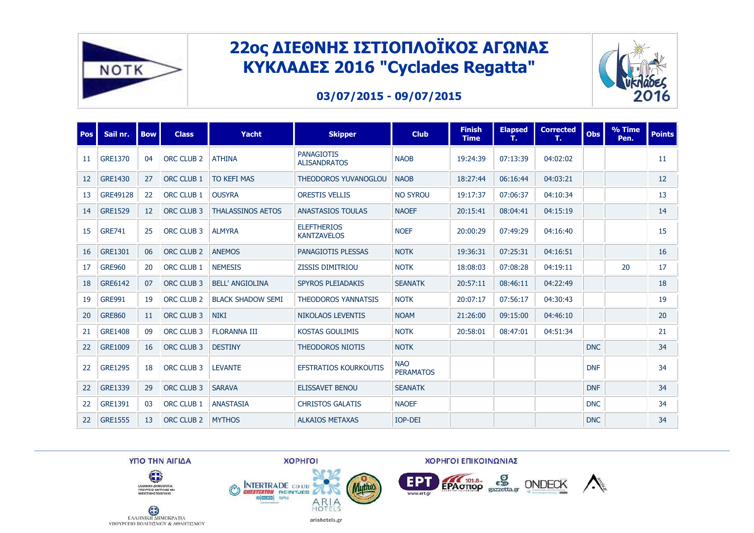# 22ος ΔΙΕΘΝΗΣ ΙΣΤΙΟΠΛΟΪΚΟΣ ΑΓΩΝΑΣ ΚΥΚΛΑΔΕΣ 2016 "Cyclades Regatta"

### 03/07/2015 - 09/07/2015

| Pos | Sail nr. | Bow | Class | Yacht | Skipper | Club | Finish Time | Elapsed T. | Corrected T. | Obs | % Time Pen. | Points |
|---|---|---|---|---|---|---|---|---|---|---|---|---|
| 11 | GRE1370 | 04 | ORC CLUB 2 | ATHINA | PANAGIOTIS ALISANDRATOS | NAOB | 19:24:39 | 07:13:39 | 04:02:02 | | | 11 |
| 12 | GRE1430 | 27 | ORC CLUB 1 | TO KEFI MAS | THEODOROS YUVANOGLOU | NAOB | 18:27:44 | 06:16:44 | 04:03:21 | | | 12 |
| 13 | GRE49128 | 22 | ORC CLUB 1 | OUSYRA | ORESTIS VELLIS | NO SYROU | 19:17:37 | 07:06:37 | 04:10:34 | | | 13 |
| 14 | GRE1529 | 12 | ORC CLUB 3 | THALASSINOS AETOS | ANASTASIOS TOULAS | NAOEF | 20:15:41 | 08:04:41 | 04:15:19 | | | 14 |
| 15 | GRE741 | 25 | ORC CLUB 3 | ALMYRA | ELEFTHERIOS KANTZAVELOS | NOEF | 20:00:29 | 07:49:29 | 04:16:40 | | | 15 |
| 16 | GRE1301 | 06 | ORC CLUB 2 | ANEMOS | PANAGIOTIS PLESSAS | NOTK | 19:36:31 | 07:25:31 | 04:16:51 | | | 16 |
| 17 | GRE960 | 20 | ORC CLUB 1 | NEMESIS | ZISSIS DIMITRIOU | NOTK | 18:08:03 | 07:08:28 | 04:19:11 | | 20 | 17 |
| 18 | GRE6142 | 07 | ORC CLUB 3 | BELL' ANGIOLINA | SPYROS PLEIADAKIS | SEANATK | 20:57:11 | 08:46:11 | 04:22:49 | | | 18 |
| 19 | GRE991 | 19 | ORC CLUB 2 | BLACK SHADOW SEMI | THEODOROS YANNATSIS | NOTK | 20:07:17 | 07:56:17 | 04:30:43 | | | 19 |
| 20 | GRE860 | 11 | ORC CLUB 3 | NIKI | NIKOLAOS LEVENTIS | NOAM | 21:26:00 | 09:15:00 | 04:46:10 | | | 20 |
| 21 | GRE1408 | 09 | ORC CLUB 3 | FLORANNA III | KOSTAS GOULIMIS | NOTK | 20:58:01 | 08:47:01 | 04:51:34 | | | 21 |
| 22 | GRE1009 | 16 | ORC CLUB 3 | DESTINY | THEODOROS NIOTIS | NOTK | | | | DNC | | 34 |
| 22 | GRE1295 | 18 | ORC CLUB 3 | LEVANTE | EFSTRATIOS KOURKOUTIS | NAO PERAMATOS | | | | DNF | | 34 |
| 22 | GRE1339 | 29 | ORC CLUB 3 | SARAVA | ELISSAVET BENOU | SEANATK | | | | DNF | | 34 |
| 22 | GRE1391 | 03 | ORC CLUB 1 | ANASTASIA | CHRISTOS GALATIS | NAOEF | | | | DNC | | 34 |
| 22 | GRE1555 | 13 | ORC CLUB 2 | MYTHOS | ALKAIOS METAXAS | IOP-DEI | | | | DNC | | 34 |

ΥΠΟ ΤΗΝ ΑΙΓΙΔΑ

ΕΛΛΗΝΙΚΗ ΔΗΜΟΚΡΑΤΙΑ ΥΠΟΥΡΓΕΙΟ ΝΑΥΤΙΛΙΑΣ ΚΑΙ ΝΗΣΙΩΤΙΚΗΣ ΠΟΛΙΤΙΚΗΣ

ΕΛΛΗΝΙΚΗ ΔΗΜΟΚΡΑΤΙΑ ΥΠΟΥΡΓΕΙΟ ΠΟΛΙΤΙΣΜΟΥ & ΑΘΛΗΤΙΣΜΟΥ

ΧΟΡΗΓΟΙ

INTERTRADE CO LTD CHESTERTON REINTJES

ARIA HOTELS ariahotels.gr

ΧΟΡΗΓΟΙ ΕΠΙΚΟΙΝΩΝΙΑΣ

ΕΡΤ www.ert.gr

101.8 ΕΡΑσπορ

gazzetta.gr

ONDECK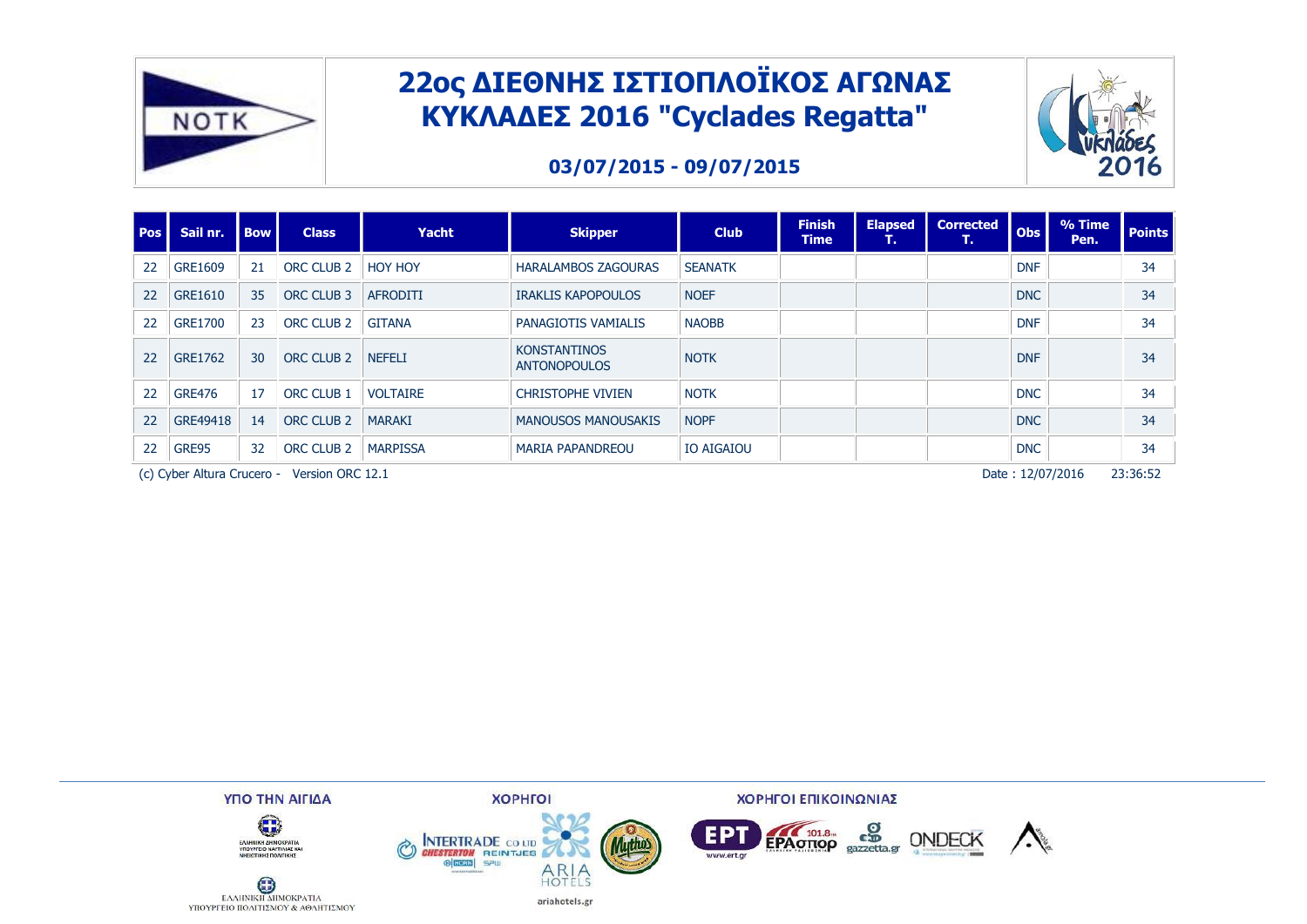# 22ος ΔΙΕΘΝΗΣ ΙΣΤΙΟΠΛΟΪΚΟΣ ΑΓΩΝΑΣ ΚΥΚΛΑΔΕΣ 2016 "Cyclades Regatta"

## 03/07/2015 - 09/07/2015

| Pos | Sail nr. | Bow | Class | Yacht | Skipper | Club | Finish Time | Elapsed T. | Corrected T. | Obs | % Time Pen. | Points |
|---|---|---|---|---|---|---|---|---|---|---|---|---|
| 22 | GRE1609 | 21 | ORC CLUB 2 | HOY HOY | HARALAMBOS ZAGOURAS | SEANATK | | | | DNF | | 34 |
| 22 | GRE1610 | 35 | ORC CLUB 3 | AFRODITI | IRAKLIS KAPOPOULOS | NOEF | | | | DNC | | 34 |
| 22 | GRE1700 | 23 | ORC CLUB 2 | GITANA | PANAGIOTIS VAMIALIS | NAOBB | | | | DNF | | 34 |
| 22 | GRE1762 | 30 | ORC CLUB 2 | NEFELI | KONSTANTINOS ANTONOPOULOS | NOTK | | | | DNF | | 34 |
| 22 | GRE476 | 17 | ORC CLUB 1 | VOLTAIRE | CHRISTOPHE VIVIEN | NOTK | | | | DNC | | 34 |
| 22 | GRE49418 | 14 | ORC CLUB 2 | MARAKI | MANOUSOS MANOUSAKIS | NOPF | | | | DNC | | 34 |
| 22 | GRE95 | 32 | ORC CLUB 2 | MARPISSA | MARIA PAPANDREOU | IO AIGAIOU | | | | DNC | | 34 |

(c) Cyber Altura Crucero - Version ORC 12.1 Date : 12/07/2016 23:36:52

ΥΠΟ ΤΗΝ ΑΙΓΙΔΑ

ΕΛΛΗΝΙΚΗ ΔΗΜΟΚΡΑΤΙΑ ΥΠΟΥΡΓΕΙΟ ΝΑΥΤΙΛΙΑΣ ΚΑΙ ΝΗΣΙΩΤΙΚΗΣ ΠΟΛΙΤΙΚΗΣ

ΕΛΛΗΝΙΚΗ ΔΗΜΟΚΡΑΤΙΑ ΥΠΟΥΡΓΕΙΟ ΠΟΛΙΤΙΣΜΟΥ & ΑΘΛΗΤΙΣΜΟΥ

ΧΟΡΗΓΟΙ

INTERTRADE CO LTD CHESTERTON REINTJES

ARIA HOTELS

ariahotels.gr

ΧΟΡΗΓΟΙ ΕΠΙΚΟΙΝΩΝΙΑΣ

ΕΡΤ www.ert.gr

ΕΡΑ Σπορ 101.8

gazzetta.gr

ONDECK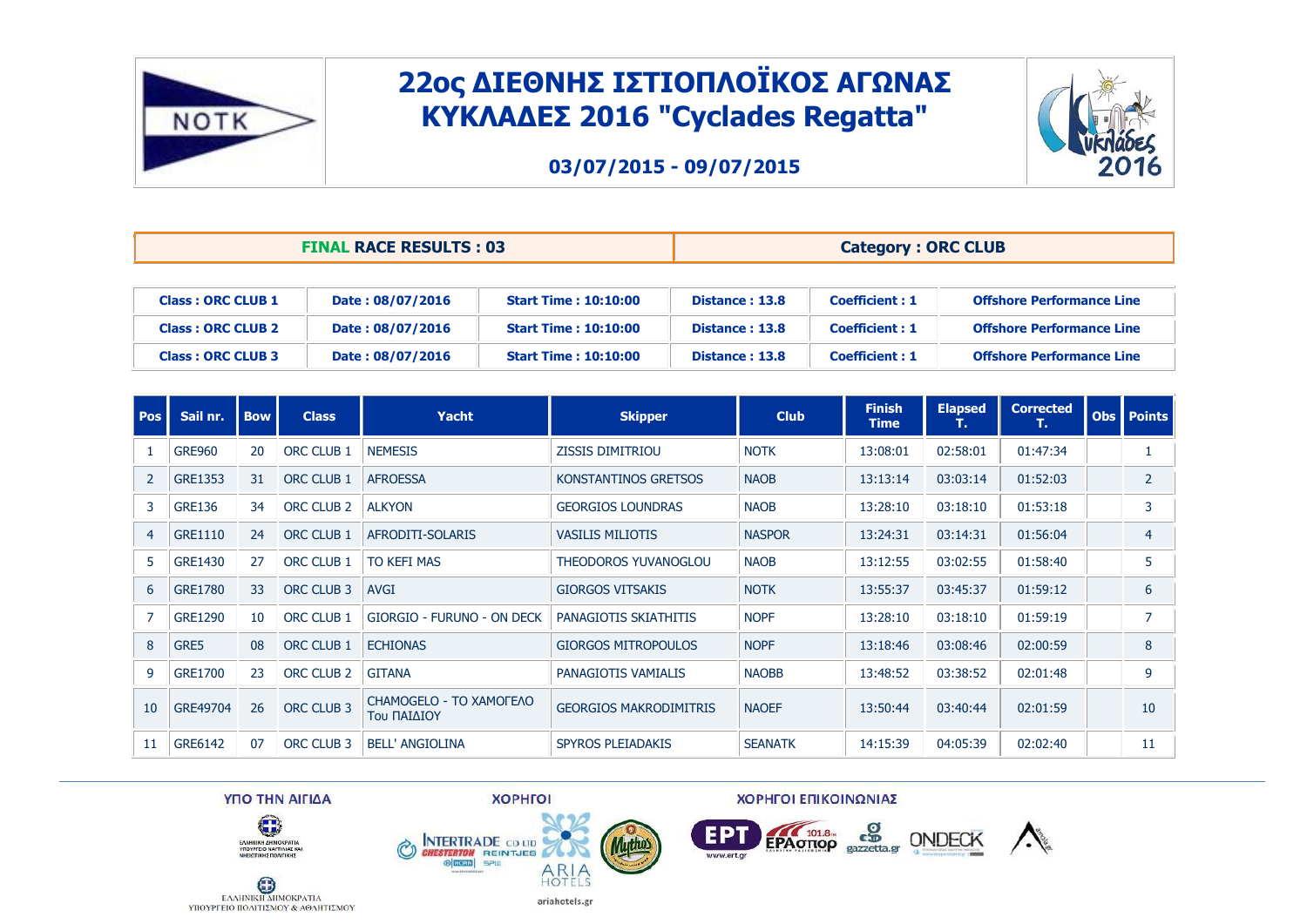# 22ος ΔΙΕΘΝΗΣ ΙΣΤΙΟΠΛΟΪΚΟΣ ΑΓΩΝΑΣ ΚΥΚΛΑΔΕΣ 2016 "Cyclades Regatta"

**03/07/2015 - 09/07/2015**

| FINAL RACE RESULTS : 03 | Category : ORC CLUB |
|---|---|

| Class | Date | Start Time | Distance | Coefficient | |
|---|---|---|---|---|---|
| Class : ORC CLUB 1 | Date : 08/07/2016 | Start Time : 10:10:00 | Distance : 13.8 | Coefficient : 1 | Offshore Performance Line |
| Class : ORC CLUB 2 | Date : 08/07/2016 | Start Time : 10:10:00 | Distance : 13.8 | Coefficient : 1 | Offshore Performance Line |
| Class : ORC CLUB 3 | Date : 08/07/2016 | Start Time : 10:10:00 | Distance : 13.8 | Coefficient : 1 | Offshore Performance Line |

| Pos | Sail nr. | Bow | Class | Yacht | Skipper | Club | Finish Time | Elapsed T. | Corrected T. | Obs | Points |
|---|---|---|---|---|---|---|---|---|---|---|---|
| 1 | GRE960 | 20 | ORC CLUB 1 | NEMESIS | ZISSIS DIMITRIOU | NOTK | 13:08:01 | 02:58:01 | 01:47:34 | | 1 |
| 2 | GRE1353 | 31 | ORC CLUB 1 | AFROESSA | KONSTANTINOS GRETSOS | NAOB | 13:13:14 | 03:03:14 | 01:52:03 | | 2 |
| 3 | GRE136 | 34 | ORC CLUB 2 | ALKYON | GEORGIOS LOUNDRAS | NAOB | 13:28:10 | 03:18:10 | 01:53:18 | | 3 |
| 4 | GRE1110 | 24 | ORC CLUB 1 | AFRODITI-SOLARIS | VASILIS MILIOTIS | NASPOR | 13:24:31 | 03:14:31 | 01:56:04 | | 4 |
| 5 | GRE1430 | 27 | ORC CLUB 1 | TO KEFI MAS | THEODOROS YUVANOGLOU | NAOB | 13:12:55 | 03:02:55 | 01:58:40 | | 5 |
| 6 | GRE1780 | 33 | ORC CLUB 3 | AVGI | GIORGOS VITSAKIS | NOTK | 13:55:37 | 03:45:37 | 01:59:12 | | 6 |
| 7 | GRE1290 | 10 | ORC CLUB 1 | GIORGIO - FURUNO - ON DECK | PANAGIOTIS SKIATHITIS | NOPF | 13:28:10 | 03:18:10 | 01:59:19 | | 7 |
| 8 | GRE5 | 08 | ORC CLUB 1 | ECHIONAS | GIORGOS MITROPOULOS | NOPF | 13:18:46 | 03:08:46 | 02:00:59 | | 8 |
| 9 | GRE1700 | 23 | ORC CLUB 2 | GITANA | PANAGIOTIS VAMIALIS | NAOBB | 13:48:52 | 03:38:52 | 02:01:48 | | 9 |
| 10 | GRE49704 | 26 | ORC CLUB 3 | CHAMOGELO - ΤΟ ΧΑΜΟΓΕΛΟ Του ΠΑΙΔΙΟΥ | GEORGIOS MAKRODIMITRIS | NAOEF | 13:50:44 | 03:40:44 | 02:01:59 | | 10 |
| 11 | GRE6142 | 07 | ORC CLUB 3 | BELL' ANGIOLINA | SPYROS PLEIADAKIS | SEANATK | 14:15:39 | 04:05:39 | 02:02:40 | | 11 |

ΥΠΟ ΤΗΝ ΑΙΓΙΔΑ

ΕΛΛΗΝΙΚΗ ΔΗΜΟΚΡΑΤΙΑ ΥΠΟΥΡΓΕΙΟ ΝΑΥΤΙΛΙΑΣ ΚΑΙ ΝΗΣΙΩΤΙΚΗΣ ΠΟΛΙΤΙΚΗΣ

ΕΛΛΗΝΙΚΗ ΔΗΜΟΚΡΑΤΙΑ ΥΠΟΥΡΓΕΙΟ ΠΟΛΙΤΙΣΜΟΥ & ΑΘΛΗΤΙΣΜΟΥ

ΧΟΡΗΓΟΙ

INTERTRADE CO LTD · ARIA HOTELS · ariahotels.gr · Mythos

ΧΟΡΗΓΟΙ ΕΠΙΚΟΙΝΩΝΙΑΣ

ΕΡΤ www.ert.gr · ΕΡΑ Σπορ 101.8 · gazzetta.gr · ONDECK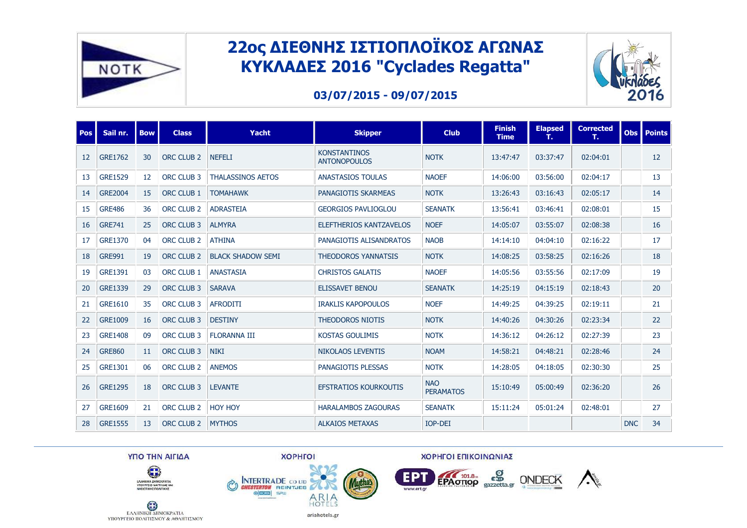# 22ος ΔΙΕΘΝΗΣ ΙΣΤΙΟΠΛΟΪΚΟΣ ΑΓΩΝΑΣ ΚΥΚΛΑΔΕΣ 2016 "Cyclades Regatta"

## 03/07/2015 - 09/07/2015

| Pos | Sail nr. | Bow | Class | Yacht | Skipper | Club | Finish Time | Elapsed T. | Corrected T. | Obs | Points |
|---|---|---|---|---|---|---|---|---|---|---|---|
| 12 | GRE1762 | 30 | ORC CLUB 2 | NEFELI | KONSTANTINOS ANTONOPOULOS | NOTK | 13:47:47 | 03:37:47 | 02:04:01 | | 12 |
| 13 | GRE1529 | 12 | ORC CLUB 3 | THALASSINOS AETOS | ANASTASIOS TOULAS | NAOEF | 14:06:00 | 03:56:00 | 02:04:17 | | 13 |
| 14 | GRE2004 | 15 | ORC CLUB 1 | TOMAHAWK | PANAGIOTIS SKARMEAS | NOTK | 13:26:43 | 03:16:43 | 02:05:17 | | 14 |
| 15 | GRE486 | 36 | ORC CLUB 2 | ADRASTEIA | GEORGIOS PAVLIOGLOU | SEANATK | 13:56:41 | 03:46:41 | 02:08:01 | | 15 |
| 16 | GRE741 | 25 | ORC CLUB 3 | ALMYRA | ELEFTHERIOS KANTZAVELOS | NOEF | 14:05:07 | 03:55:07 | 02:08:38 | | 16 |
| 17 | GRE1370 | 04 | ORC CLUB 2 | ATHINA | PANAGIOTIS ALISANDRATOS | NAOB | 14:14:10 | 04:04:10 | 02:16:22 | | 17 |
| 18 | GRE991 | 19 | ORC CLUB 2 | BLACK SHADOW SEMI | THEODOROS YANNATSIS | NOTK | 14:08:25 | 03:58:25 | 02:16:26 | | 18 |
| 19 | GRE1391 | 03 | ORC CLUB 1 | ANASTASIA | CHRISTOS GALATIS | NAOEF | 14:05:56 | 03:55:56 | 02:17:09 | | 19 |
| 20 | GRE1339 | 29 | ORC CLUB 3 | SARAVA | ELISSAVET BENOU | SEANATK | 14:25:19 | 04:15:19 | 02:18:43 | | 20 |
| 21 | GRE1610 | 35 | ORC CLUB 3 | AFRODITI | IRAKLIS KAPOPOULOS | NOEF | 14:49:25 | 04:39:25 | 02:19:11 | | 21 |
| 22 | GRE1009 | 16 | ORC CLUB 3 | DESTINY | THEODOROS NIOTIS | NOTK | 14:40:26 | 04:30:26 | 02:23:34 | | 22 |
| 23 | GRE1408 | 09 | ORC CLUB 3 | FLORANNA III | KOSTAS GOULIMIS | NOTK | 14:36:12 | 04:26:12 | 02:27:39 | | 23 |
| 24 | GRE860 | 11 | ORC CLUB 3 | NIKI | NIKOLAOS LEVENTIS | NOAM | 14:58:21 | 04:48:21 | 02:28:46 | | 24 |
| 25 | GRE1301 | 06 | ORC CLUB 2 | ANEMOS | PANAGIOTIS PLESSAS | NOTK | 14:28:05 | 04:18:05 | 02:30:30 | | 25 |
| 26 | GRE1295 | 18 | ORC CLUB 3 | LEVANTE | EFSTRATIOS KOURKOUTIS | NAO PERAMATOS | 15:10:49 | 05:00:49 | 02:36:20 | | 26 |
| 27 | GRE1609 | 21 | ORC CLUB 2 | HOY HOY | HARALAMBOS ZAGOURAS | SEANATK | 15:11:24 | 05:01:24 | 02:48:01 | | 27 |
| 28 | GRE1555 | 13 | ORC CLUB 2 | MYTHOS | ALKAIOS METAXAS | IOP-DEI | | | | DNC | 34 |

ΥΠΟ ΤΗΝ ΑΙΓΙΔΑ

ΧΟΡΗΓΟΙ

ΧΟΡΗΓΟΙ ΕΠΙΚΟΙΝΩΝΙΑΣ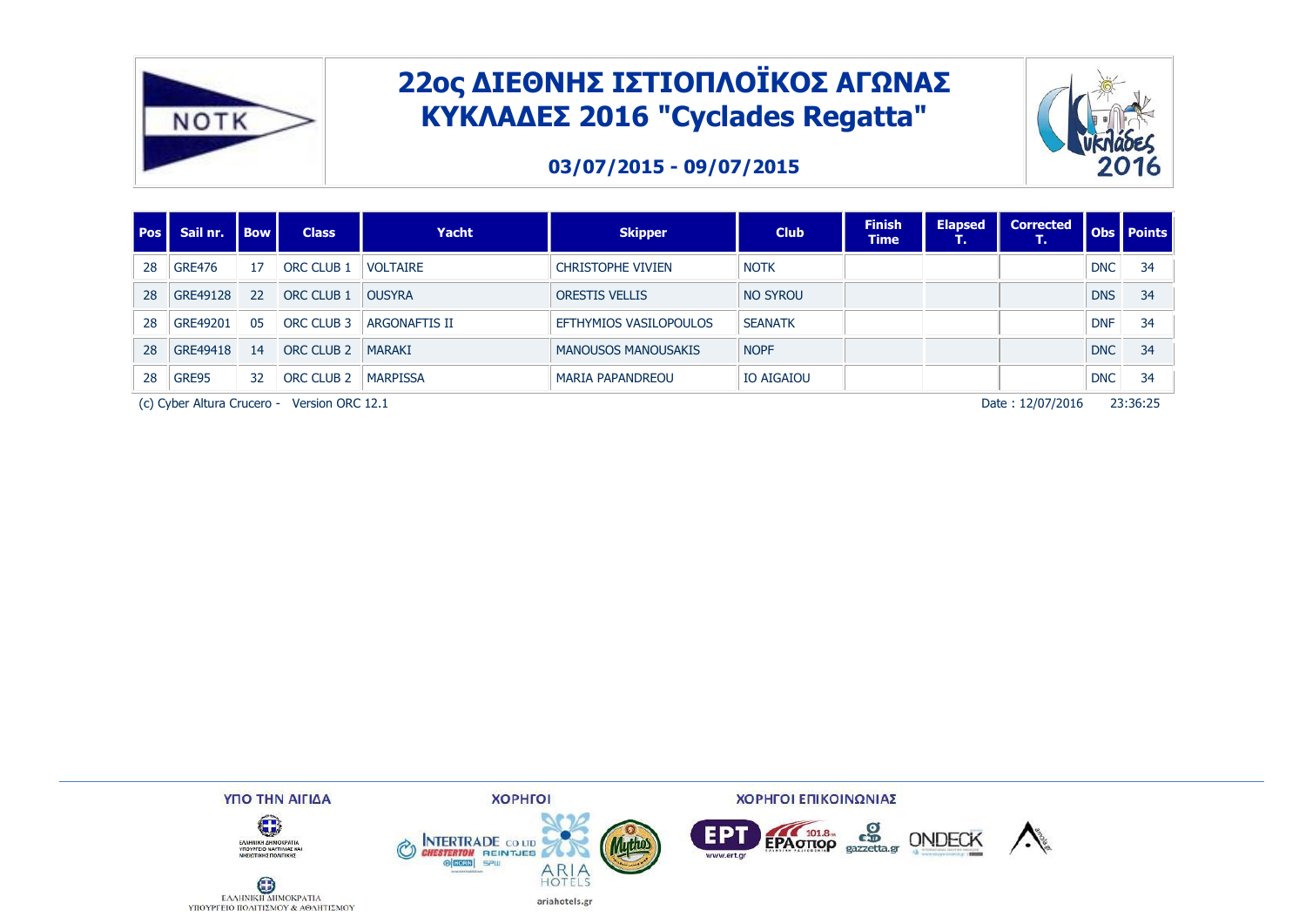# 22ος ΔΙΕΘΝΗΣ ΙΣΤΙΟΠΛΟΪΚΟΣ ΑΓΩΝΑΣ ΚΥΚΛΑΔΕΣ 2016 "Cyclades Regatta"

**03/07/2015 - 09/07/2015**

| Pos | Sail nr. | Bow | Class | Yacht | Skipper | Club | Finish Time | Elapsed T. | Corrected T. | Obs | Points |
|---|---|---|---|---|---|---|---|---|---|---|---|
| 28 | GRE476 | 17 | ORC CLUB 1 | VOLTAIRE | CHRISTOPHE VIVIEN | NOTK | | | | DNC | 34 |
| 28 | GRE49128 | 22 | ORC CLUB 1 | OUSYRA | ORESTIS VELLIS | NO SYROU | | | | DNS | 34 |
| 28 | GRE49201 | 05 | ORC CLUB 3 | ARGONAFTIS II | EFTHYMIOS VASILOPOULOS | SEANATK | | | | DNF | 34 |
| 28 | GRE49418 | 14 | ORC CLUB 2 | MARAKI | MANOUSOS MANOUSAKIS | NOPF | | | | DNC | 34 |
| 28 | GRE95 | 32 | ORC CLUB 2 | MARPISSA | MARIA PAPANDREOU | IO AIGAIOU | | | | DNC | 34 |

(c) Cyber Altura Crucero - Version ORC 12.1

Date : 12/07/2016 23:36:25

ΥΠΟ ΤΗΝ ΑΙΓΙΔΑ

ΕΛΛΗΝΙΚΗ ΔΗΜΟΚΡΑΤΙΑ ΥΠΟΥΡΓΕΙΟ ΝΑΥΤΙΛΙΑΣ ΚΑΙ ΝΗΣΙΩΤΙΚΗΣ ΠΟΛΙΤΙΚΗΣ

ΕΛΛΗΝΙΚΗ ΔΗΜΟΚΡΑΤΙΑ ΥΠΟΥΡΓΕΙΟ ΠΟΛΙΤΙΣΜΟΥ & ΑΘΛΗΤΙΣΜΟΥ

ΧΟΡΗΓΟΙ

ariahotels.gr

ΧΟΡΗΓΟΙ ΕΠΙΚΟΙΝΩΝΙΑΣ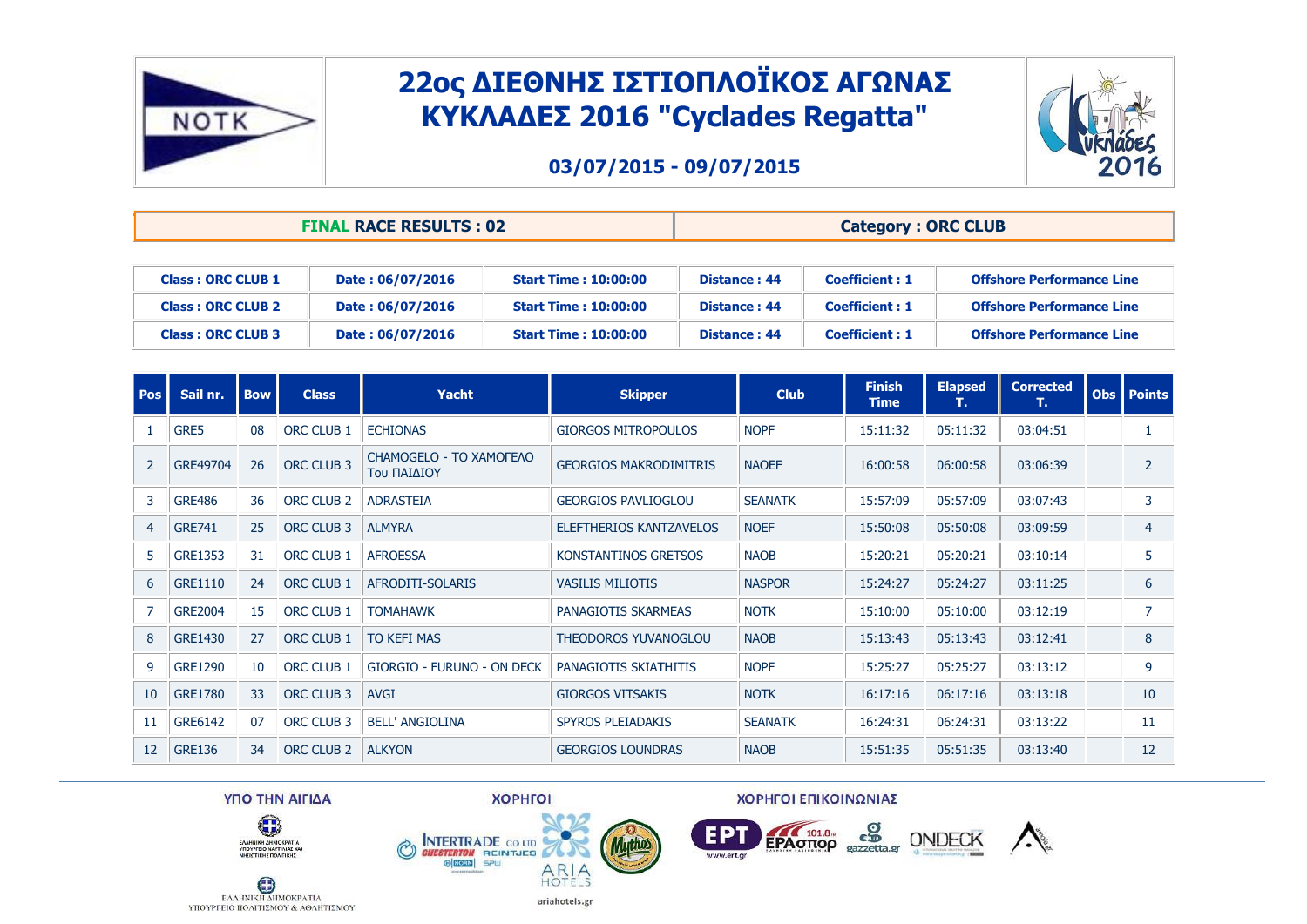# 22ος ΔΙΕΘΝΗΣ ΙΣΤΙΟΠΛΟΪΚΟΣ ΑΓΩΝΑΣ ΚΥΚΛΑΔΕΣ 2016 "Cyclades Regatta"

**03/07/2015 - 09/07/2015**

| **FINAL RACE RESULTS : 02** | **Category : ORC CLUB** |
|---|---|

| Class | Date | Start Time | Distance | Coefficient | |
|---|---|---|---|---|---|
| **Class : ORC CLUB 1** | **Date : 06/07/2016** | **Start Time : 10:00:00** | **Distance : 44** | **Coefficient : 1** | **Offshore Performance Line** |
| **Class : ORC CLUB 2** | **Date : 06/07/2016** | **Start Time : 10:00:00** | **Distance : 44** | **Coefficient : 1** | **Offshore Performance Line** |
| **Class : ORC CLUB 3** | **Date : 06/07/2016** | **Start Time : 10:00:00** | **Distance : 44** | **Coefficient : 1** | **Offshore Performance Line** |

| Pos | Sail nr. | Bow | Class | Yacht | Skipper | Club | Finish Time | Elapsed T. | Corrected T. | Obs | Points |
|---|---|---|---|---|---|---|---|---|---|---|---|
| 1 | GRE5 | 08 | ORC CLUB 1 | ECHIONAS | GIORGOS MITROPOULOS | NOPF | 15:11:32 | 05:11:32 | 03:04:51 | | 1 |
| 2 | GRE49704 | 26 | ORC CLUB 3 | CHAMOGELO - TO ΧΑΜΟΓΕΛΟ Του ΠΑΙΔΙΟΥ | GEORGIOS MAKRODIMITRIS | NAOEF | 16:00:58 | 06:00:58 | 03:06:39 | | 2 |
| 3 | GRE486 | 36 | ORC CLUB 2 | ADRASTEIA | GEORGIOS PAVLIOGLOU | SEANATK | 15:57:09 | 05:57:09 | 03:07:43 | | 3 |
| 4 | GRE741 | 25 | ORC CLUB 3 | ALMYRA | ELEFTHERIOS KANTZAVELOS | NOEF | 15:50:08 | 05:50:08 | 03:09:59 | | 4 |
| 5 | GRE1353 | 31 | ORC CLUB 1 | AFROESSA | KONSTANTINOS GRETSOS | NAOB | 15:20:21 | 05:20:21 | 03:10:14 | | 5 |
| 6 | GRE1110 | 24 | ORC CLUB 1 | AFRODITI-SOLARIS | VASILIS MILIOTIS | NASPOR | 15:24:27 | 05:24:27 | 03:11:25 | | 6 |
| 7 | GRE2004 | 15 | ORC CLUB 1 | TOMAHAWK | PANAGIOTIS SKARMEAS | NOTK | 15:10:00 | 05:10:00 | 03:12:19 | | 7 |
| 8 | GRE1430 | 27 | ORC CLUB 1 | TO KEFI MAS | THEODOROS YUVANOGLOU | NAOB | 15:13:43 | 05:13:43 | 03:12:41 | | 8 |
| 9 | GRE1290 | 10 | ORC CLUB 1 | GIORGIO - FURUNO - ON DECK | PANAGIOTIS SKIATHITIS | NOPF | 15:25:27 | 05:25:27 | 03:13:12 | | 9 |
| 10 | GRE1780 | 33 | ORC CLUB 3 | AVGI | GIORGOS VITSAKIS | NOTK | 16:17:16 | 06:17:16 | 03:13:18 | | 10 |
| 11 | GRE6142 | 07 | ORC CLUB 3 | BELL' ANGIOLINA | SPYROS PLEIADAKIS | SEANATK | 16:24:31 | 06:24:31 | 03:13:22 | | 11 |
| 12 | GRE136 | 34 | ORC CLUB 2 | ALKYON | GEORGIOS LOUNDRAS | NAOB | 15:51:35 | 05:51:35 | 03:13:40 | | 12 |

ΥΠΟ ΤΗΝ ΑΙΓΙΔΑ

ΕΛΛΗΝΙΚΗ ΔΗΜΟΚΡΑΤΙΑ
ΥΠΟΥΡΓΕΙΟ ΠΟΛΙΤΙΣΜΟΥ & ΑΘΛΗΤΙΣΜΟΥ

ΧΟΡΗΓΟΙ

ariahotels.gr

ΧΟΡΗΓΟΙ ΕΠΙΚΟΙΝΩΝΙΑΣ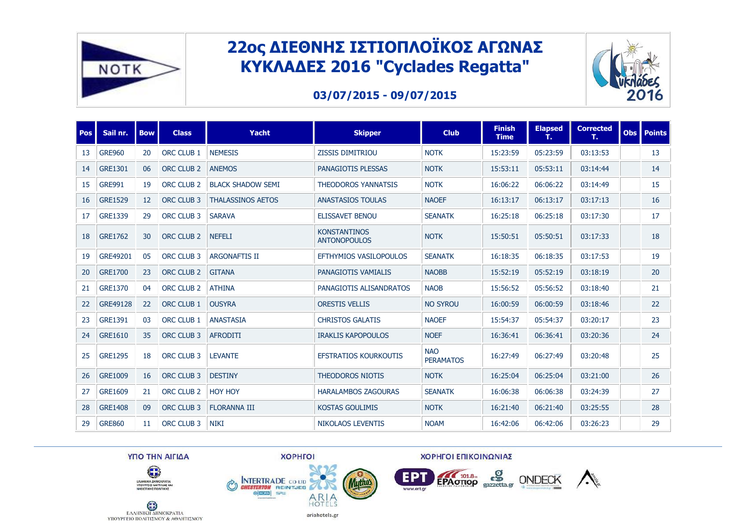# 22ος ΔΙΕΘΝΗΣ ΙΣΤΙΟΠΛΟΪΚΟΣ ΑΓΩΝΑΣ ΚΥΚΛΑΔΕΣ 2016 "Cyclades Regatta"

## 03/07/2015 - 09/07/2015

| Pos | Sail nr. | Bow | Class | Yacht | Skipper | Club | Finish Time | Elapsed T. | Corrected T. | Obs | Points |
|---|---|---|---|---|---|---|---|---|---|---|---|
| 13 | GRE960 | 20 | ORC CLUB 1 | NEMESIS | ZISSIS DIMITRIOU | NOTK | 15:23:59 | 05:23:59 | 03:13:53 | | 13 |
| 14 | GRE1301 | 06 | ORC CLUB 2 | ANEMOS | PANAGIOTIS PLESSAS | NOTK | 15:53:11 | 05:53:11 | 03:14:44 | | 14 |
| 15 | GRE991 | 19 | ORC CLUB 2 | BLACK SHADOW SEMI | THEODOROS YANNATSIS | NOTK | 16:06:22 | 06:06:22 | 03:14:49 | | 15 |
| 16 | GRE1529 | 12 | ORC CLUB 3 | THALASSINOS AETOS | ANASTASIOS TOULAS | NAOEF | 16:13:17 | 06:13:17 | 03:17:13 | | 16 |
| 17 | GRE1339 | 29 | ORC CLUB 3 | SARAVA | ELISSAVET BENOU | SEANATK | 16:25:18 | 06:25:18 | 03:17:30 | | 17 |
| 18 | GRE1762 | 30 | ORC CLUB 2 | NEFELI | KONSTANTINOS ANTONOPOULOS | NOTK | 15:50:51 | 05:50:51 | 03:17:33 | | 18 |
| 19 | GRE49201 | 05 | ORC CLUB 3 | ARGONAFTIS II | EFTHYMIOS VASILOPOULOS | SEANATK | 16:18:35 | 06:18:35 | 03:17:53 | | 19 |
| 20 | GRE1700 | 23 | ORC CLUB 2 | GITANA | PANAGIOTIS VAMIALIS | NAOBB | 15:52:19 | 05:52:19 | 03:18:19 | | 20 |
| 21 | GRE1370 | 04 | ORC CLUB 2 | ATHINA | PANAGIOTIS ALISANDRATOS | NAOB | 15:56:52 | 05:56:52 | 03:18:40 | | 21 |
| 22 | GRE49128 | 22 | ORC CLUB 1 | OUSYRA | ORESTIS VELLIS | NO SYROU | 16:00:59 | 06:00:59 | 03:18:46 | | 22 |
| 23 | GRE1391 | 03 | ORC CLUB 1 | ANASTASIA | CHRISTOS GALATIS | NAOEF | 15:54:37 | 05:54:37 | 03:20:17 | | 23 |
| 24 | GRE1610 | 35 | ORC CLUB 3 | AFRODITI | IRAKLIS KAPOPOULOS | NOEF | 16:36:41 | 06:36:41 | 03:20:36 | | 24 |
| 25 | GRE1295 | 18 | ORC CLUB 3 | LEVANTE | EFSTRATIOS KOURKOUTIS | NAO PERAMATOS | 16:27:49 | 06:27:49 | 03:20:48 | | 25 |
| 26 | GRE1009 | 16 | ORC CLUB 3 | DESTINY | THEODOROS NIOTIS | NOTK | 16:25:04 | 06:25:04 | 03:21:00 | | 26 |
| 27 | GRE1609 | 21 | ORC CLUB 2 | HOY HOY | HARALAMBOS ZAGOURAS | SEANATK | 16:06:38 | 06:06:38 | 03:24:39 | | 27 |
| 28 | GRE1408 | 09 | ORC CLUB 3 | FLORANNA III | KOSTAS GOULIMIS | NOTK | 16:21:40 | 06:21:40 | 03:25:55 | | 28 |
| 29 | GRE860 | 11 | ORC CLUB 3 | NIKI | NIKOLAOS LEVENTIS | NOAM | 16:42:06 | 06:42:06 | 03:26:23 | | 29 |

ΥΠΟ ΤΗΝ ΑΙΓΙΔΑ

ΧΟΡΗΓΟΙ

ΧΟΡΗΓΟΙ ΕΠΙΚΟΙΝΩΝΙΑΣ

ΕΛΛΗΝΙΚΗ ΔΗΜΟΚΡΑΤΙΑ ΥΠΟΥΡΓΕΙΟ ΠΟΛΙΤΙΣΜΟΥ & ΑΘΛΗΤΙΣΜΟΥ

ariahotels.gr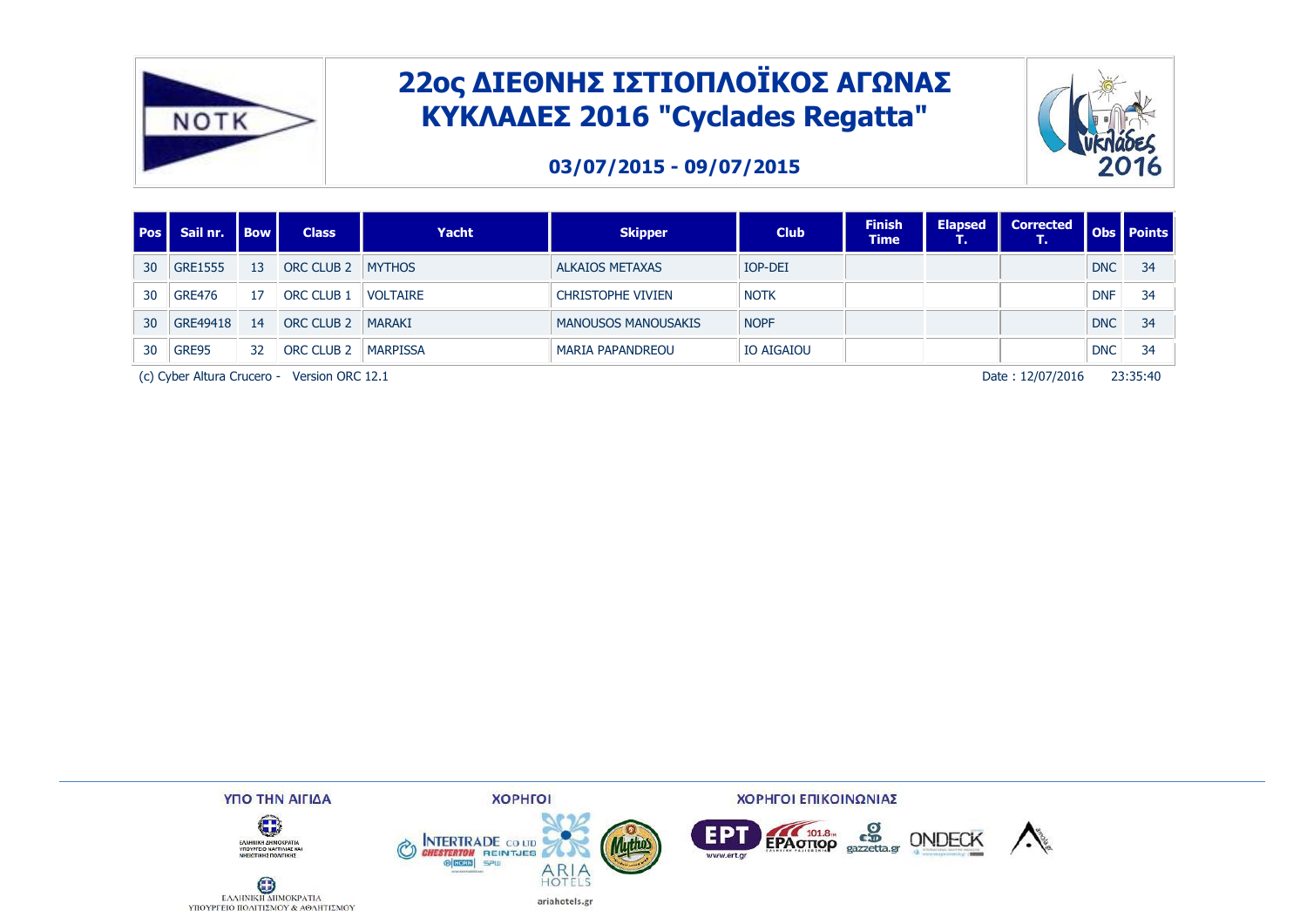# 22ος ΔΙΕΘΝΗΣ ΙΣΤΙΟΠΛΟΪΚΟΣ ΑΓΩΝΑΣ ΚΥΚΛΑΔΕΣ 2016 "Cyclades Regatta"

## 03/07/2015 - 09/07/2015

| Pos | Sail nr. | Bow | Class | Yacht | Skipper | Club | Finish Time | Elapsed T. | Corrected T. | Obs | Points |
|---|---|---|---|---|---|---|---|---|---|---|---|
| 30 | GRE1555 | 13 | ORC CLUB 2 | MYTHOS | ALKAIOS METAXAS | IOP-DEI | | | | DNC | 34 |
| 30 | GRE476 | 17 | ORC CLUB 1 | VOLTAIRE | CHRISTOPHE VIVIEN | NOTK | | | | DNF | 34 |
| 30 | GRE49418 | 14 | ORC CLUB 2 | MARAKI | MANOUSOS MANOUSAKIS | NOPF | | | | DNC | 34 |
| 30 | GRE95 | 32 | ORC CLUB 2 | MARPISSA | MARIA PAPANDREOU | IO AIGAIOU | | | | DNC | 34 |

(c) Cyber Altura Crucero - Version ORC 12.1 Date : 12/07/2016 23:35:40

ΥΠΟ ΤΗΝ ΑΙΓΙΔΑ

ΕΛΛΗΝΙΚΗ ΔΗΜΟΚΡΑΤΙΑ ΥΠΟΥΡΓΕΙΟ ΝΑΥΤΙΛΙΑΣ ΚΑΙ ΝΗΣΙΩΤΙΚΗΣ ΠΟΛΙΤΙΚΗΣ

ΕΛΛΗΝΙΚΗ ΔΗΜΟΚΡΑΤΙΑ ΥΠΟΥΡΓΕΙΟ ΠΟΛΙΤΙΣΜΟΥ & ΑΘΛΗΤΙΣΜΟΥ

ΧΟΡΗΓΟΙ

ariahotels.gr

ΧΟΡΗΓΟΙ ΕΠΙΚΟΙΝΩΝΙΑΣ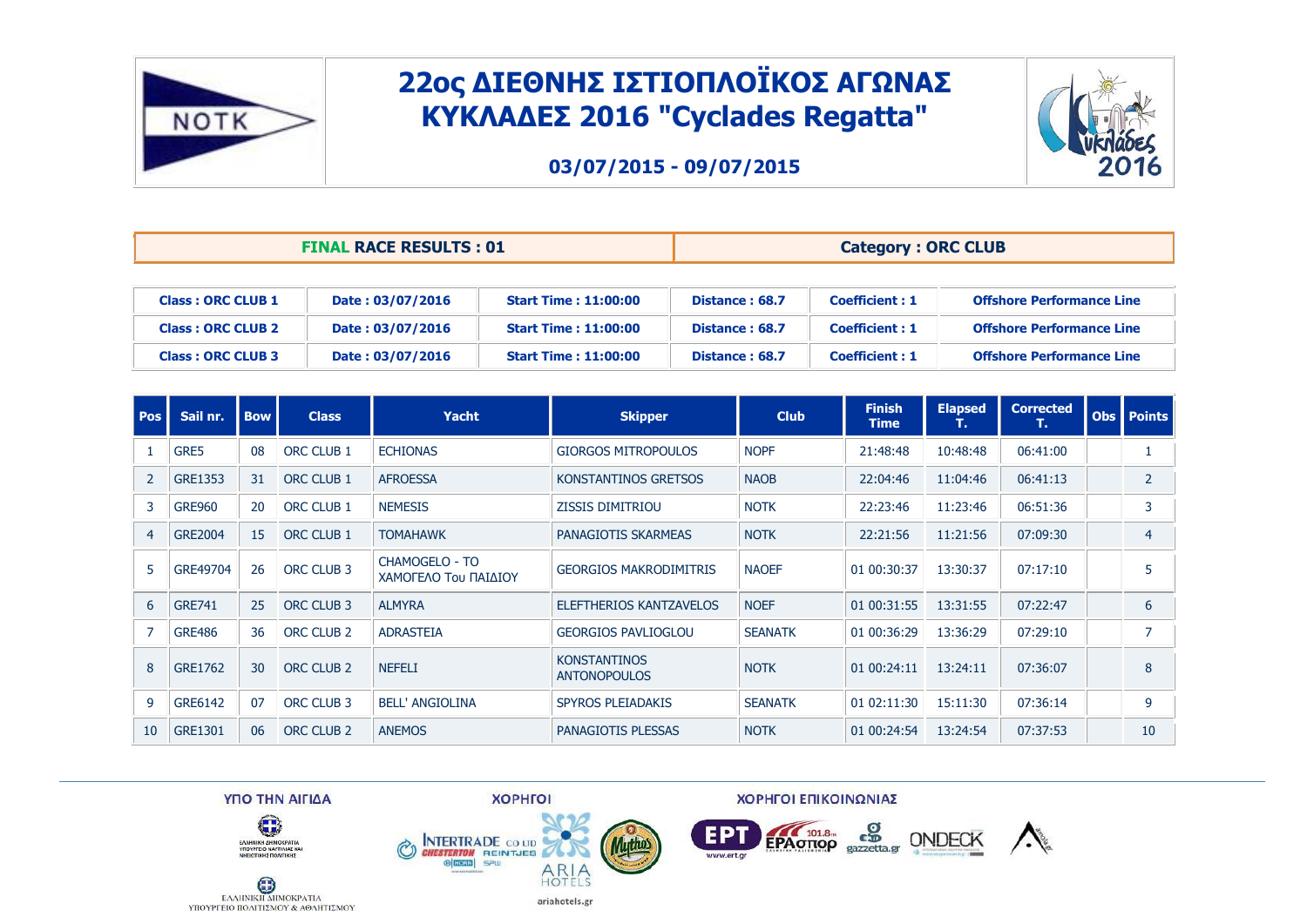# 22ος ΔΙΕΘΝΗΣ ΙΣΤΙΟΠΛΟΪΚΟΣ ΑΓΩΝΑΣ ΚΥΚΛΑΔΕΣ 2016 "Cyclades Regatta"

**03/07/2015 - 09/07/2015**

| FINAL RACE RESULTS : 01 | Category : ORC CLUB |
|---|---|

| | | | | | |
|---|---|---|---|---|---|
| Class : ORC CLUB 1 | Date : 03/07/2016 | Start Time : 11:00:00 | Distance : 68.7 | Coefficient : 1 | Offshore Performance Line |
| Class : ORC CLUB 2 | Date : 03/07/2016 | Start Time : 11:00:00 | Distance : 68.7 | Coefficient : 1 | Offshore Performance Line |
| Class : ORC CLUB 3 | Date : 03/07/2016 | Start Time : 11:00:00 | Distance : 68.7 | Coefficient : 1 | Offshore Performance Line |

| Pos | Sail nr. | Bow | Class | Yacht | Skipper | Club | Finish Time | Elapsed T. | Corrected T. | Obs | Points |
|---|---|---|---|---|---|---|---|---|---|---|---|
| 1 | GRE5 | 08 | ORC CLUB 1 | ECHIONAS | GIORGOS MITROPOULOS | NOPF | 21:48:48 | 10:48:48 | 06:41:00 | | 1 |
| 2 | GRE1353 | 31 | ORC CLUB 1 | AFROESSA | KONSTANTINOS GRETSOS | NAOB | 22:04:46 | 11:04:46 | 06:41:13 | | 2 |
| 3 | GRE960 | 20 | ORC CLUB 1 | NEMESIS | ZISSIS DIMITRIOU | NOTK | 22:23:46 | 11:23:46 | 06:51:36 | | 3 |
| 4 | GRE2004 | 15 | ORC CLUB 1 | TOMAHAWK | PANAGIOTIS SKARMEAS | NOTK | 22:21:56 | 11:21:56 | 07:09:30 | | 4 |
| 5 | GRE49704 | 26 | ORC CLUB 3 | CHAMOGELO - TO ΧΑΜΟΓΕΛΟ Του ΠΑΙΔΙΟΥ | GEORGIOS MAKRODIMITRIS | NAOEF | 01 00:30:37 | 13:30:37 | 07:17:10 | | 5 |
| 6 | GRE741 | 25 | ORC CLUB 3 | ALMYRA | ELEFTHERIOS KANTZAVELOS | NOEF | 01 00:31:55 | 13:31:55 | 07:22:47 | | 6 |
| 7 | GRE486 | 36 | ORC CLUB 2 | ADRASTEIA | GEORGIOS PAVLIOGLOU | SEANATK | 01 00:36:29 | 13:36:29 | 07:29:10 | | 7 |
| 8 | GRE1762 | 30 | ORC CLUB 2 | NEFELI | KONSTANTINOS ANTONOPOULOS | NOTK | 01 00:24:11 | 13:24:11 | 07:36:07 | | 8 |
| 9 | GRE6142 | 07 | ORC CLUB 3 | BELL' ANGIOLINA | SPYROS PLEIADAKIS | SEANATK | 01 02:11:30 | 15:11:30 | 07:36:14 | | 9 |
| 10 | GRE1301 | 06 | ORC CLUB 2 | ANEMOS | PANAGIOTIS PLESSAS | NOTK | 01 00:24:54 | 13:24:54 | 07:37:53 | | 10 |

ΥΠΟ ΤΗΝ ΑΙΓΙΔΑ

ΕΛΛΗΝΙΚΗ ΔΗΜΟΚΡΑΤΙΑ ΥΠΟΥΡΓΕΙΟ ΝΑΥΤΙΛΙΑΣ ΚΑΙ ΝΗΣΙΩΤΙΚΗΣ ΠΟΛΙΤΙΚΗΣ

ΕΛΛΗΝΙΚΗ ΔΗΜΟΚΡΑΤΙΑ ΥΠΟΥΡΓΕΙΟ ΠΟΛΙΤΙΣΜΟΥ & ΑΘΛΗΤΙΣΜΟΥ

ΧΟΡΗΓΟΙ

ariahotels.gr

ΧΟΡΗΓΟΙ ΕΠΙΚΟΙΝΩΝΙΑΣ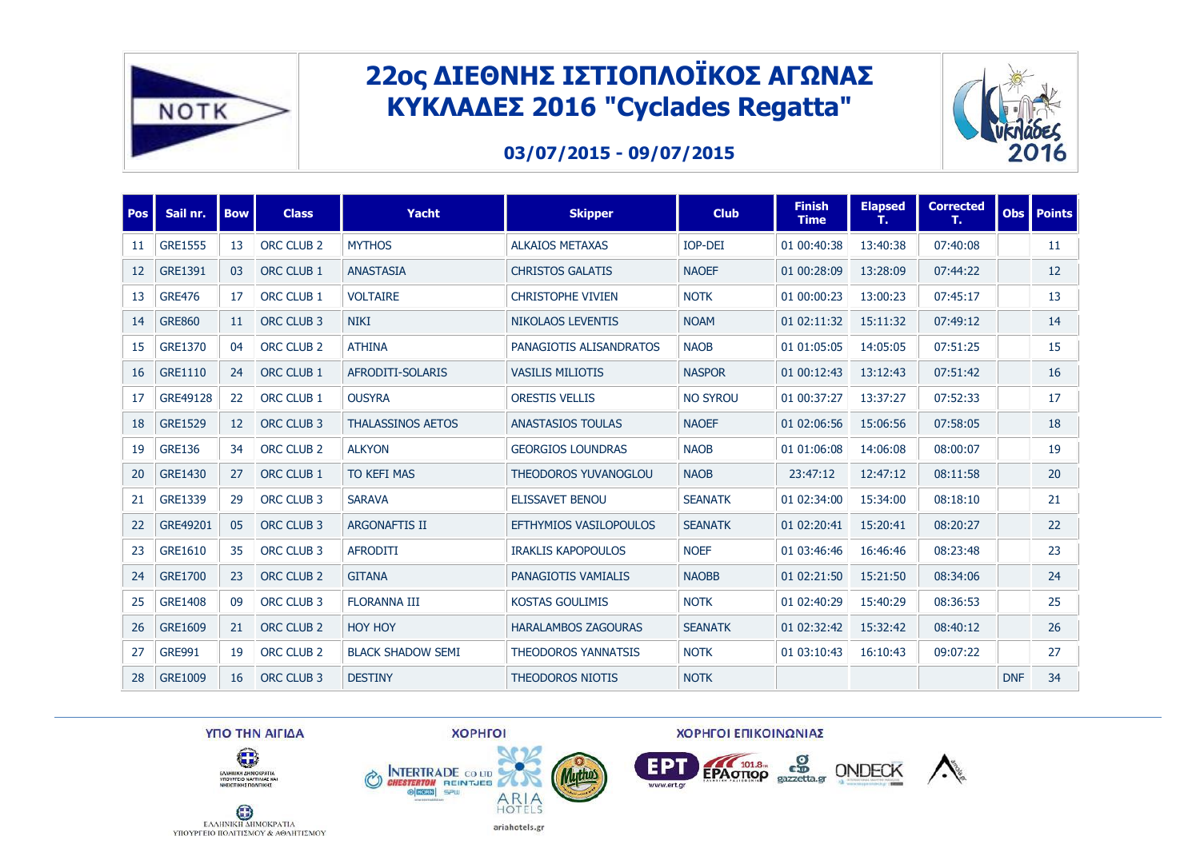# 22ος ΔΙΕΘΝΗΣ ΙΣΤΙΟΠΛΟΪΚΟΣ ΑΓΩΝΑΣ ΚΥΚΛΑΔΕΣ 2016 "Cyclades Regatta"

### 03/07/2015 - 09/07/2015

| Pos | Sail nr. | Bow | Class | Yacht | Skipper | Club | Finish Time | Elapsed T. | Corrected T. | Obs | Points |
|---|---|---|---|---|---|---|---|---|---|---|---|
| 11 | GRE1555 | 13 | ORC CLUB 2 | MYTHOS | ALKAIOS METAXAS | IOP-DEI | 01 00:40:38 | 13:40:38 | 07:40:08 | | 11 |
| 12 | GRE1391 | 03 | ORC CLUB 1 | ANASTASIA | CHRISTOS GALATIS | NAOEF | 01 00:28:09 | 13:28:09 | 07:44:22 | | 12 |
| 13 | GRE476 | 17 | ORC CLUB 1 | VOLTAIRE | CHRISTOPHE VIVIEN | NOTK | 01 00:00:23 | 13:00:23 | 07:45:17 | | 13 |
| 14 | GRE860 | 11 | ORC CLUB 3 | NIKI | NIKOLAOS LEVENTIS | NOAM | 01 02:11:32 | 15:11:32 | 07:49:12 | | 14 |
| 15 | GRE1370 | 04 | ORC CLUB 2 | ATHINA | PANAGIOTIS ALISANDRATOS | NAOB | 01 01:05:05 | 14:05:05 | 07:51:25 | | 15 |
| 16 | GRE1110 | 24 | ORC CLUB 1 | AFRODITI-SOLARIS | VASILIS MILIOTIS | NASPOR | 01 00:12:43 | 13:12:43 | 07:51:42 | | 16 |
| 17 | GRE49128 | 22 | ORC CLUB 1 | OUSYRA | ORESTIS VELLIS | NO SYROU | 01 00:37:27 | 13:37:27 | 07:52:33 | | 17 |
| 18 | GRE1529 | 12 | ORC CLUB 3 | THALASSINOS AETOS | ANASTASIOS TOULAS | NAOEF | 01 02:06:56 | 15:06:56 | 07:58:05 | | 18 |
| 19 | GRE136 | 34 | ORC CLUB 2 | ALKYON | GEORGIOS LOUNDRAS | NAOB | 01 01:06:08 | 14:06:08 | 08:00:07 | | 19 |
| 20 | GRE1430 | 27 | ORC CLUB 1 | TO KEFI MAS | THEODOROS YUVANOGLOU | NAOB | 23:47:12 | 12:47:12 | 08:11:58 | | 20 |
| 21 | GRE1339 | 29 | ORC CLUB 3 | SARAVA | ELISSAVET BENOU | SEANATK | 01 02:34:00 | 15:34:00 | 08:18:10 | | 21 |
| 22 | GRE49201 | 05 | ORC CLUB 3 | ARGONAFTIS II | EFTHYMIOS VASILOPOULOS | SEANATK | 01 02:20:41 | 15:20:41 | 08:20:27 | | 22 |
| 23 | GRE1610 | 35 | ORC CLUB 3 | AFRODITI | IRAKLIS KAPOPOULOS | NOEF | 01 03:46:46 | 16:46:46 | 08:23:48 | | 23 |
| 24 | GRE1700 | 23 | ORC CLUB 2 | GITANA | PANAGIOTIS VAMIALIS | NAOBB | 01 02:21:50 | 15:21:50 | 08:34:06 | | 24 |
| 25 | GRE1408 | 09 | ORC CLUB 3 | FLORANNA III | KOSTAS GOULIMIS | NOTK | 01 02:40:29 | 15:40:29 | 08:36:53 | | 25 |
| 26 | GRE1609 | 21 | ORC CLUB 2 | HOY HOY | HARALAMBOS ZAGOURAS | SEANATK | 01 02:32:42 | 15:32:42 | 08:40:12 | | 26 |
| 27 | GRE991 | 19 | ORC CLUB 2 | BLACK SHADOW SEMI | THEODOROS YANNATSIS | NOTK | 01 03:10:43 | 16:10:43 | 09:07:22 | | 27 |
| 28 | GRE1009 | 16 | ORC CLUB 3 | DESTINY | THEODOROS NIOTIS | NOTK | | | | DNF | 34 |

ΥΠΟ ΤΗΝ ΑΙΓΙΔΑ

ΕΛΛΗΝΙΚΗ ΔΗΜΟΚΡΑΤΙΑ ΥΠΟΥΡΓΕΙΟ ΝΑΥΤΙΛΙΑΣ ΚΑΙ ΝΗΣΙΩΤΙΚΗΣ ΠΟΛΙΤΙΚΗΣ

ΕΛΛΗΝΙΚΗ ΔΗΜΟΚΡΑΤΙΑ ΥΠΟΥΡΓΕΙΟ ΠΟΛΙΤΙΣΜΟΥ & ΑΘΛΗΤΙΣΜΟΥ

ΧΟΡΗΓΟΙ

INTERTRADE CO LTD CHESTERTON REINTJES · ARIA HOTELS · Mythos

ariahotels.gr

ΧΟΡΗΓΟΙ ΕΠΙΚΟΙΝΩΝΙΑΣ

ΕΡΤ www.ert.gr · ΕΡΑ Σπορ 101.8 · gazzetta.gr · ONDECK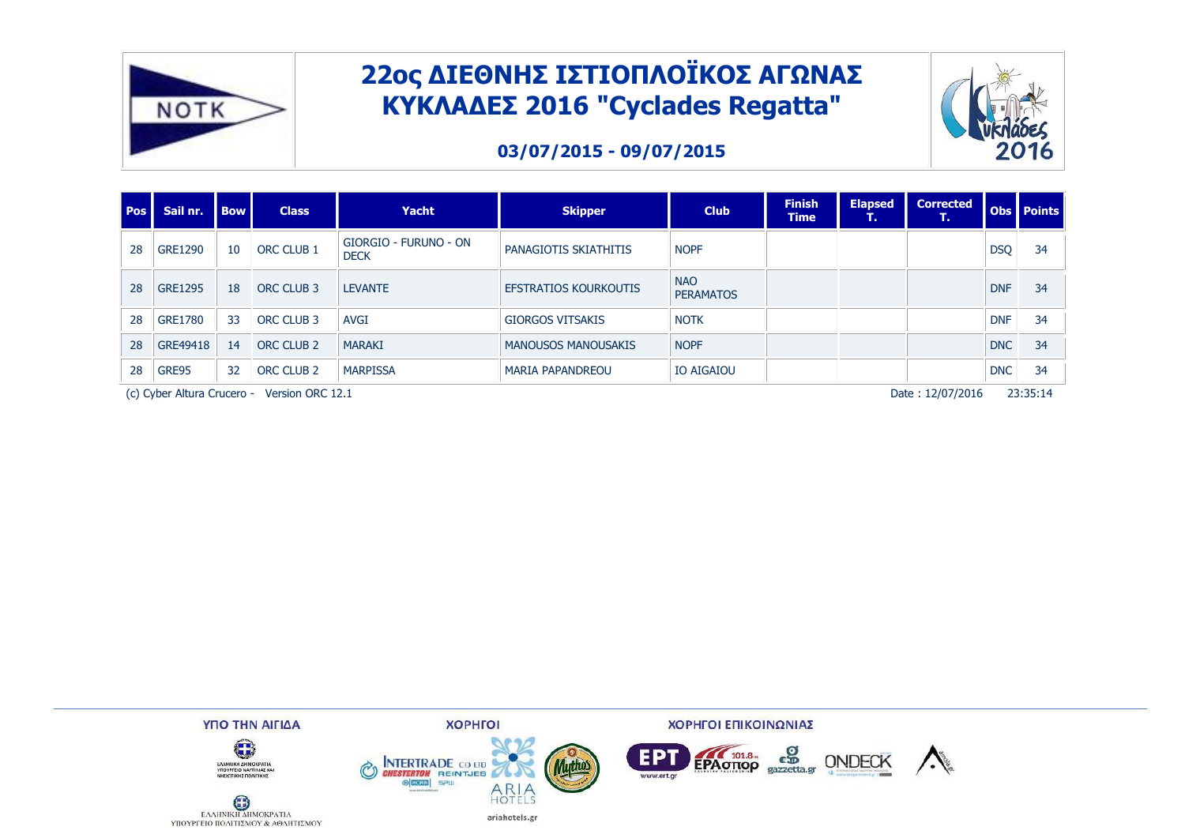# 22ος ΔΙΕΘΝΗΣ ΙΣΤΙΟΠΛΟΪΚΟΣ ΑΓΩΝΑΣ ΚΥΚΛΑΔΕΣ 2016 "Cyclades Regatta"

## 03/07/2015 - 09/07/2015

| Pos | Sail nr. | Bow | Class | Yacht | Skipper | Club | Finish Time | Elapsed T. | Corrected T. | Obs | Points |
|---|---|---|---|---|---|---|---|---|---|---|---|
| 28 | GRE1290 | 10 | ORC CLUB 1 | GIORGIO - FURUNO - ON DECK | PANAGIOTIS SKIATHITIS | NOPF | | | | DSQ | 34 |
| 28 | GRE1295 | 18 | ORC CLUB 3 | LEVANTE | EFSTRATIOS KOURKOUTIS | NAO PERAMATOS | | | | DNF | 34 |
| 28 | GRE1780 | 33 | ORC CLUB 3 | AVGI | GIORGOS VITSAKIS | NOTK | | | | DNF | 34 |
| 28 | GRE49418 | 14 | ORC CLUB 2 | MARAKI | MANOUSOS MANOUSAKIS | NOPF | | | | DNC | 34 |
| 28 | GRE95 | 32 | ORC CLUB 2 | MARPISSA | MARIA PAPANDREOU | IO AIGAIOU | | | | DNC | 34 |

(c) Cyber Altura Crucero - Version ORC 12.1 Date : 12/07/2016 23:35:14

ΥΠΟ ΤΗΝ ΑΙΓΙΔΑ

ΕΛΛΗΝΙΚΗ ΔΗΜΟΚΡΑΤΙΑ ΥΠΟΥΡΓΕΙΟ ΝΑΥΤΙΛΙΑΣ ΚΑΙ ΝΗΣΙΩΤΙΚΗΣ ΠΟΛΙΤΙΚΗΣ

ΕΛΛΗΝΙΚΗ ΔΗΜΟΚΡΑΤΙΑ ΥΠΟΥΡΓΕΙΟ ΠΟΛΙΤΙΣΜΟΥ & ΑΘΛΗΤΙΣΜΟΥ

ΧΟΡΗΓΟΙ

ariahotels.gr

ΧΟΡΗΓΟΙ ΕΠΙΚΟΙΝΩΝΙΑΣ